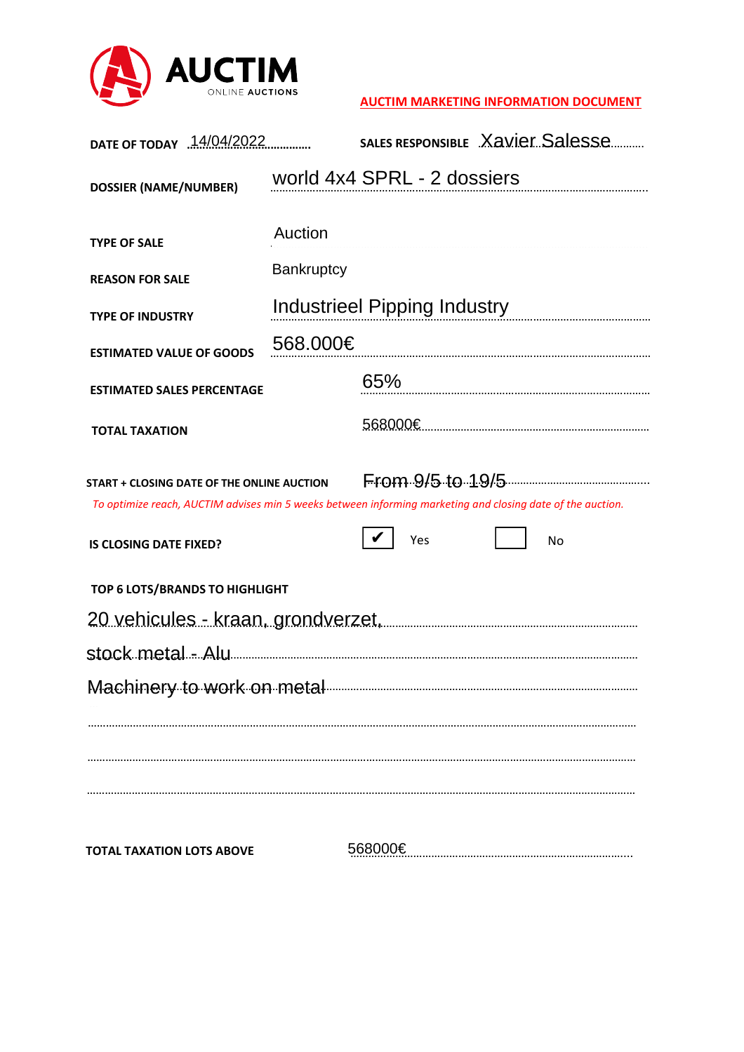**AUCTIM** ONLINE AUCTIONS

**AUCTIM MARKETING INFORMATION DOCUMENT**

**DATE OF TODAY** 14/04/2022

**SALES RESPONSIBLE** Xavier Salesse

**DOSSIER (NAME/NUMBER)** world 4x4 SPRL - 2 dossiers

**TYPE OF SALE** Auction

**REASON FOR SALE** Bankruptcy

**TYPE OF INDUSTRY** Industrieel Pipping Industry

**ESTIMATED VALUE OF GOODS** 568.000€

**ESTIMATED SALES PERCENTAGE** 65%

**TOTAL TAXATION** 568000€

**START + CLOSING DATE OF THE ONLINE AUCTION** From 9/5 to 19/5

*To optimize reach, AUCTIM advises min 5 weeks between informing marketing and closing date of the auction.*

**IS CLOSING DATE FIXED?** ☑ Yes ☐ No

**TOP 6 LOTS/BRANDS TO HIGHLIGHT**

20 vehicules - kraan, grondverzet,

stock metal - Alu

Machinery to work on metal

**TOTAL TAXATION LOTS ABOVE** 568000€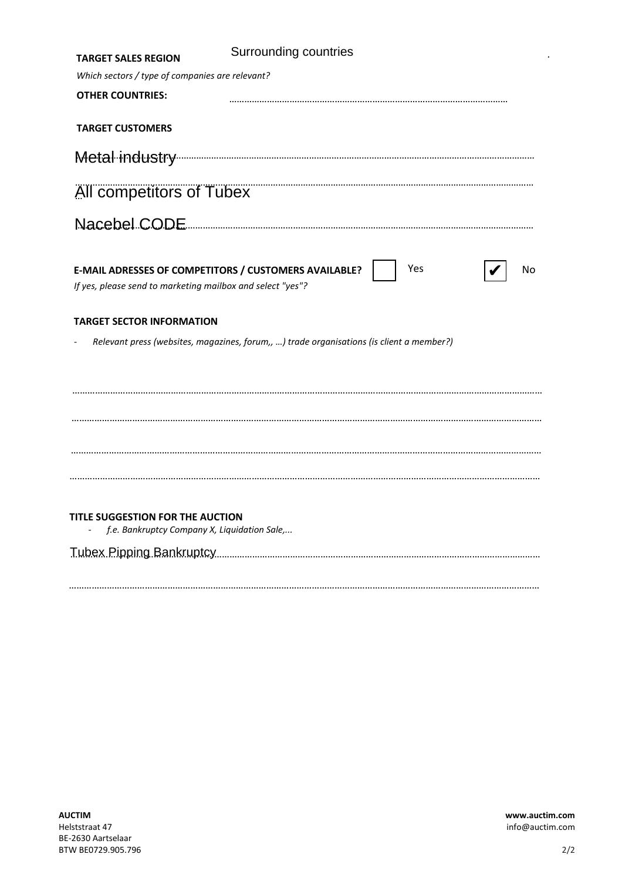**TARGET SALES REGION** Surrounding countries

*Which sectors / type of companies are relevant?*

**OTHER COUNTRIES:**

**TARGET CUSTOMERS**

Metal industry

All competitors of Tubex

Nacebel CODE

**E-MAIL ADRESSES OF COMPETITORS / CUSTOMERS AVAILABLE?** ☐ Yes ☑ No

*If yes, please send to marketing mailbox and select "yes"?*

**TARGET SECTOR INFORMATION**

- *Relevant press (websites, magazines, forum,, …) trade organisations (is client a member?)*

**TITLE SUGGESTION FOR THE AUCTION**

- *f.e. Bankruptcy Company X, Liquidation Sale,...*

Tubex Pipping Bankruptcy

**AUCTIM**
Helststraat 47
BE-2630 Aartselaar
BTW BE0729.905.796

**www.auctim.com**
info@auctim.com